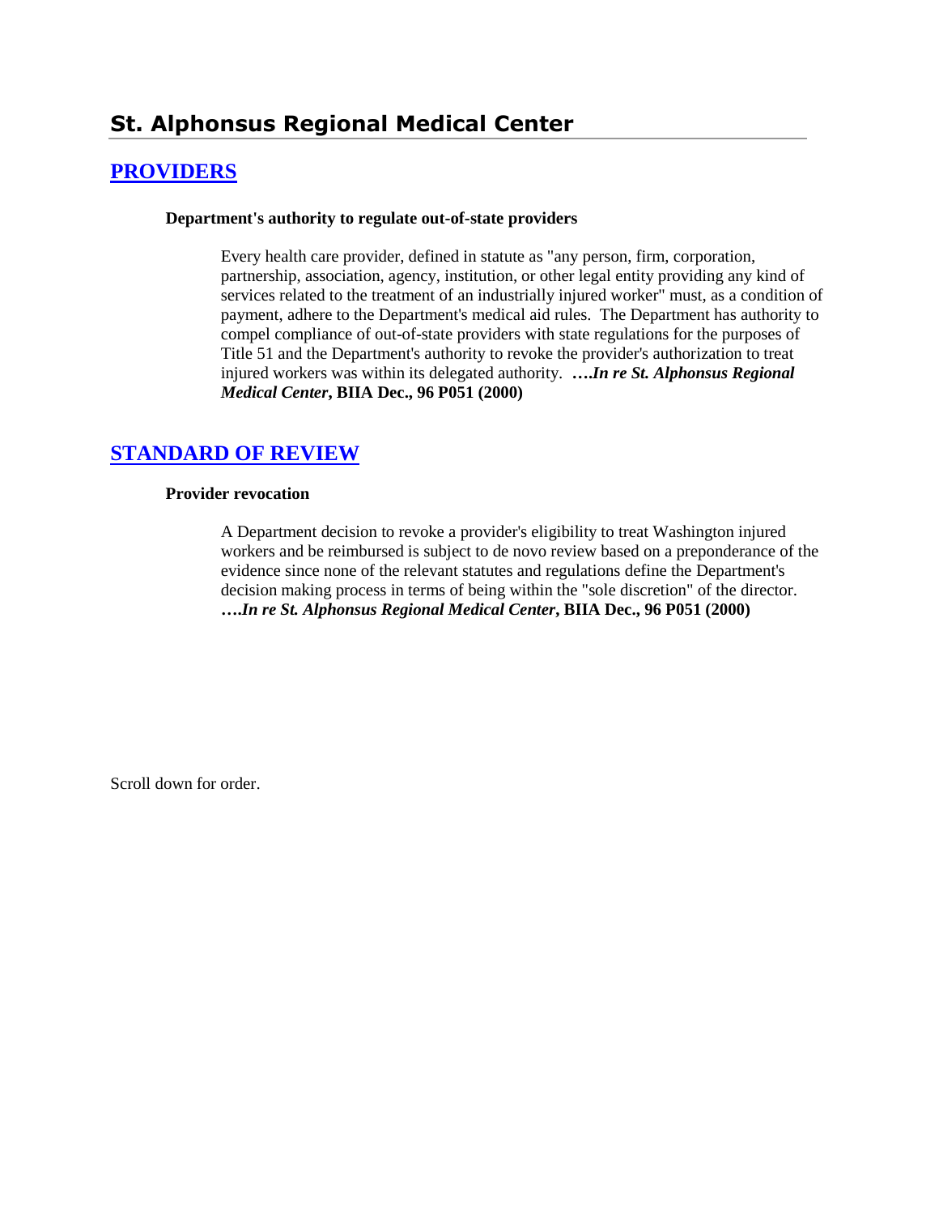## St. Alphonsus Regional Medical Center

### PROVIDERS

**Department's authority to regulate out-of-state providers**

Every health care provider, defined in statute as "any person, firm, corporation, partnership, association, agency, institution, or other legal entity providing any kind of services related to the treatment of an industrially injured worker" must, as a condition of payment, adhere to the Department's medical aid rules. The Department has authority to compel compliance of out-of-state providers with state regulations for the purposes of Title 51 and the Department's authority to revoke the provider's authorization to treat injured workers was within its delegated authority. ***….In re St. Alphonsus Regional Medical Center*, BIIA Dec., 96 P051 (2000)**

### STANDARD OF REVIEW

**Provider revocation**

A Department decision to revoke a provider's eligibility to treat Washington injured workers and be reimbursed is subject to de novo review based on a preponderance of the evidence since none of the relevant statutes and regulations define the Department's decision making process in terms of being within the "sole discretion" of the director. ***….In re St. Alphonsus Regional Medical Center*, BIIA Dec., 96 P051 (2000)**

Scroll down for order.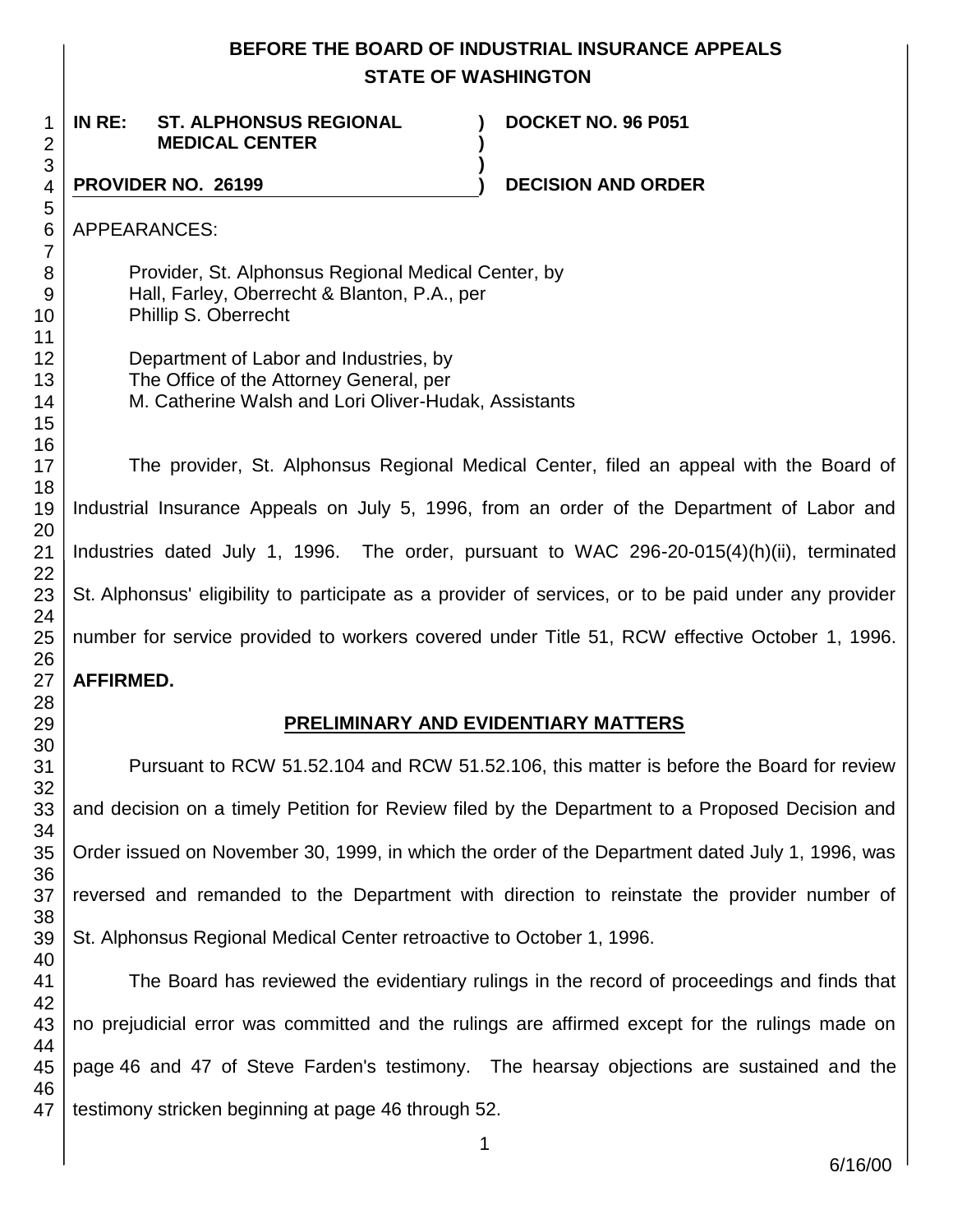**BEFORE THE BOARD OF INDUSTRIAL INSURANCE APPEALS**
**STATE OF WASHINGTON**

| | | | |
|---|---|---|---|
| **IN RE:** | **ST. ALPHONSUS REGIONAL MEDICAL CENTER** | **)** | **DOCKET NO. 96 P051** |
| **PROVIDER NO. 26199** | | **)** | **DECISION AND ORDER** |

APPEARANCES:

Provider, St. Alphonsus Regional Medical Center, by
Hall, Farley, Oberrecht & Blanton, P.A., per
Phillip S. Oberrecht

Department of Labor and Industries, by
The Office of the Attorney General, per
M. Catherine Walsh and Lori Oliver-Hudak, Assistants

The provider, St. Alphonsus Regional Medical Center, filed an appeal with the Board of Industrial Insurance Appeals on July 5, 1996, from an order of the Department of Labor and Industries dated July 1, 1996. The order, pursuant to WAC 296-20-015(4)(h)(ii), terminated St. Alphonsus' eligibility to participate as a provider of services, or to be paid under any provider number for service provided to workers covered under Title 51, RCW effective October 1, 1996. **AFFIRMED.**

## PRELIMINARY AND EVIDENTIARY MATTERS

Pursuant to RCW 51.52.104 and RCW 51.52.106, this matter is before the Board for review and decision on a timely Petition for Review filed by the Department to a Proposed Decision and Order issued on November 30, 1999, in which the order of the Department dated July 1, 1996, was reversed and remanded to the Department with direction to reinstate the provider number of St. Alphonsus Regional Medical Center retroactive to October 1, 1996.

The Board has reviewed the evidentiary rulings in the record of proceedings and finds that no prejudicial error was committed and the rulings are affirmed except for the rulings made on page 46 and 47 of Steve Farden's testimony. The hearsay objections are sustained and the testimony stricken beginning at page 46 through 52.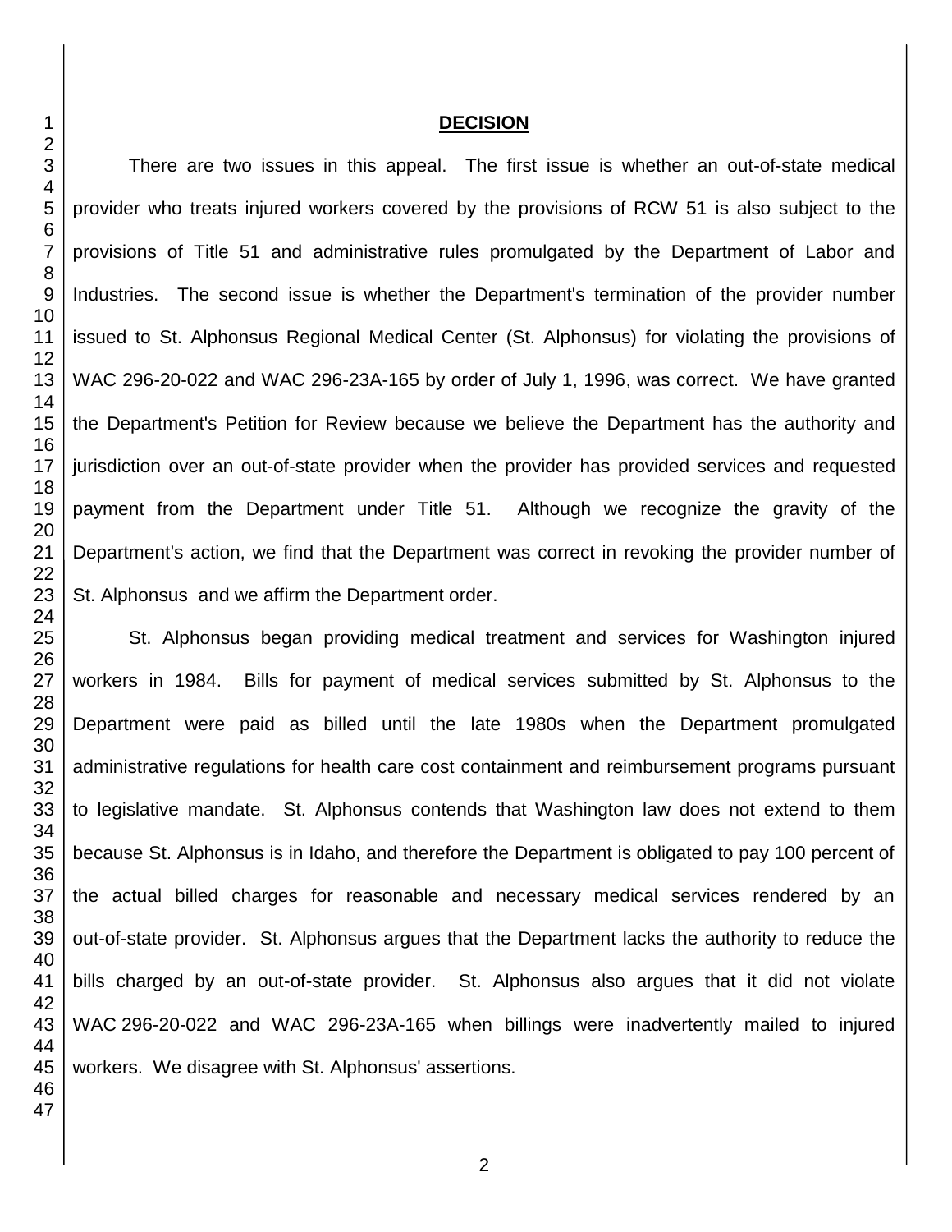## DECISION

There are two issues in this appeal. The first issue is whether an out-of-state medical provider who treats injured workers covered by the provisions of RCW 51 is also subject to the provisions of Title 51 and administrative rules promulgated by the Department of Labor and Industries. The second issue is whether the Department's termination of the provider number issued to St. Alphonsus Regional Medical Center (St. Alphonsus) for violating the provisions of WAC 296-20-022 and WAC 296-23A-165 by order of July 1, 1996, was correct. We have granted the Department's Petition for Review because we believe the Department has the authority and jurisdiction over an out-of-state provider when the provider has provided services and requested payment from the Department under Title 51. Although we recognize the gravity of the Department's action, we find that the Department was correct in revoking the provider number of St. Alphonsus and we affirm the Department order.

St. Alphonsus began providing medical treatment and services for Washington injured workers in 1984. Bills for payment of medical services submitted by St. Alphonsus to the Department were paid as billed until the late 1980s when the Department promulgated administrative regulations for health care cost containment and reimbursement programs pursuant to legislative mandate. St. Alphonsus contends that Washington law does not extend to them because St. Alphonsus is in Idaho, and therefore the Department is obligated to pay 100 percent of the actual billed charges for reasonable and necessary medical services rendered by an out-of-state provider. St. Alphonsus argues that the Department lacks the authority to reduce the bills charged by an out-of-state provider. St. Alphonsus also argues that it did not violate WAC 296-20-022 and WAC 296-23A-165 when billings were inadvertently mailed to injured workers. We disagree with St. Alphonsus' assertions.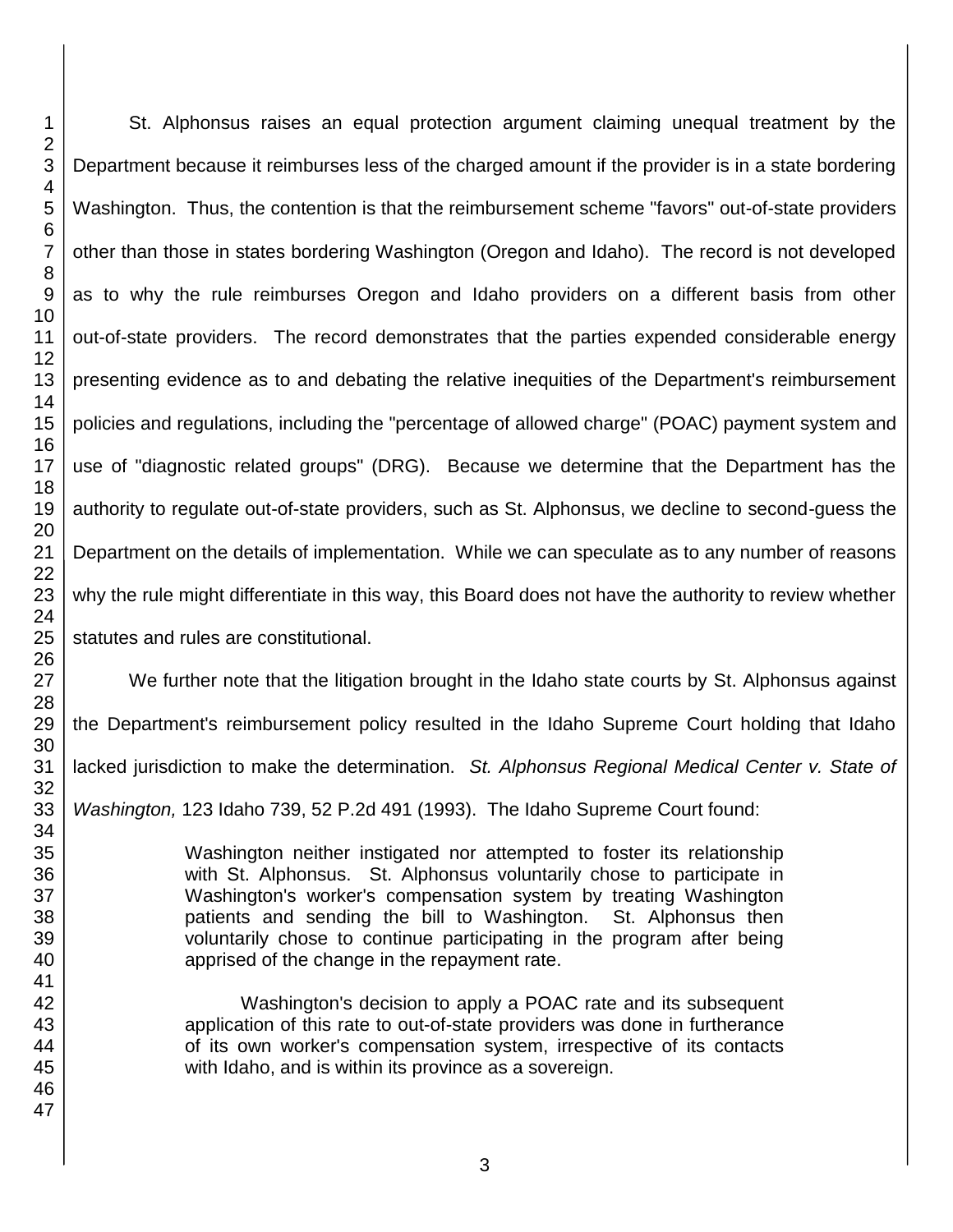St. Alphonsus raises an equal protection argument claiming unequal treatment by the Department because it reimburses less of the charged amount if the provider is in a state bordering Washington. Thus, the contention is that the reimbursement scheme "favors" out-of-state providers other than those in states bordering Washington (Oregon and Idaho). The record is not developed as to why the rule reimburses Oregon and Idaho providers on a different basis from other out-of-state providers. The record demonstrates that the parties expended considerable energy presenting evidence as to and debating the relative inequities of the Department's reimbursement policies and regulations, including the "percentage of allowed charge" (POAC) payment system and use of "diagnostic related groups" (DRG). Because we determine that the Department has the authority to regulate out-of-state providers, such as St. Alphonsus, we decline to second-guess the Department on the details of implementation. While we can speculate as to any number of reasons why the rule might differentiate in this way, this Board does not have the authority to review whether statutes and rules are constitutional.

We further note that the litigation brought in the Idaho state courts by St. Alphonsus against the Department's reimbursement policy resulted in the Idaho Supreme Court holding that Idaho lacked jurisdiction to make the determination. *St. Alphonsus Regional Medical Center v. State of Washington,* 123 Idaho 739, 52 P.2d 491 (1993). The Idaho Supreme Court found:

> Washington neither instigated nor attempted to foster its relationship with St. Alphonsus. St. Alphonsus voluntarily chose to participate in Washington's worker's compensation system by treating Washington patients and sending the bill to Washington. St. Alphonsus then voluntarily chose to continue participating in the program after being apprised of the change in the repayment rate.
>
> Washington's decision to apply a POAC rate and its subsequent application of this rate to out-of-state providers was done in furtherance of its own worker's compensation system, irrespective of its contacts with Idaho, and is within its province as a sovereign.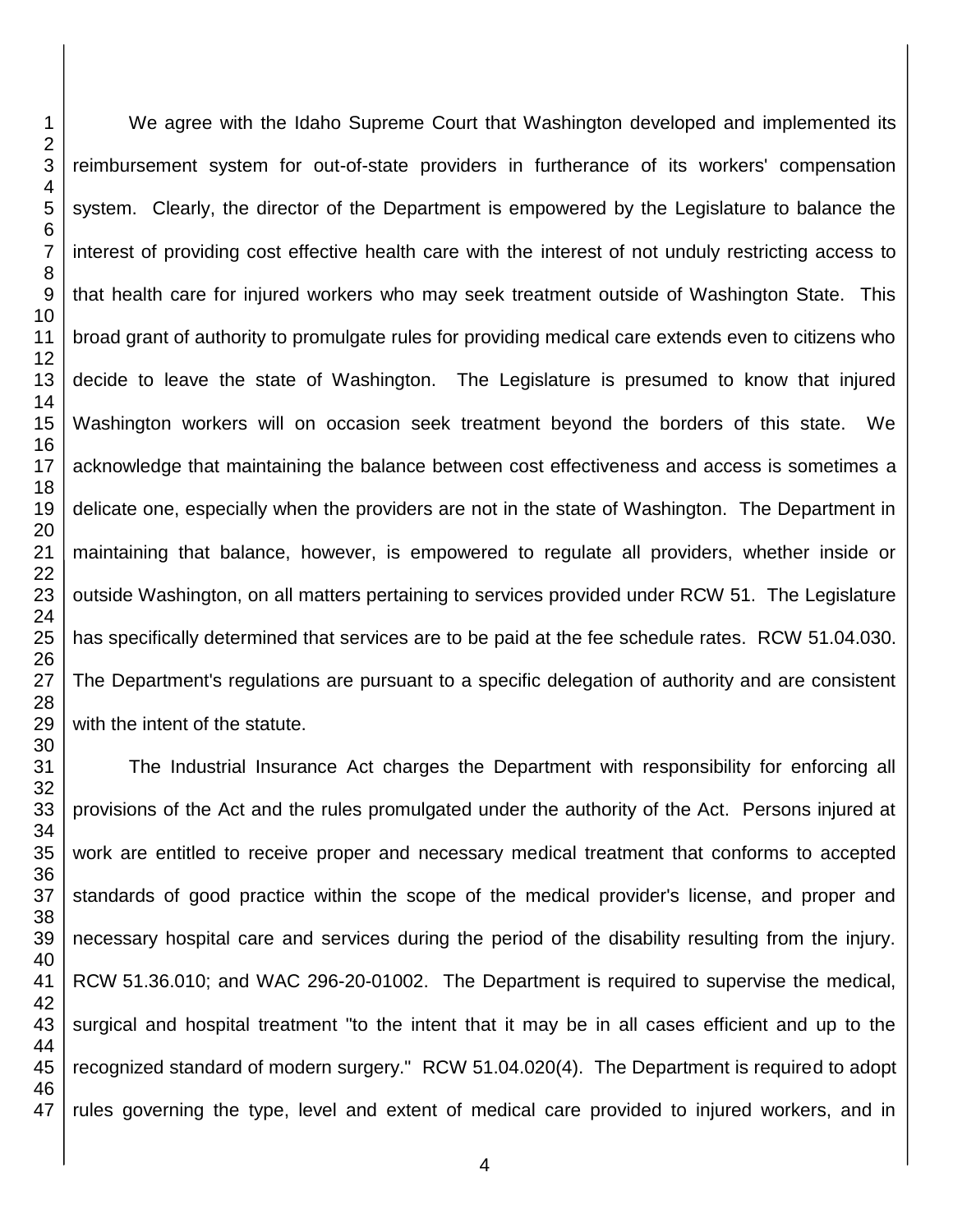We agree with the Idaho Supreme Court that Washington developed and implemented its reimbursement system for out-of-state providers in furtherance of its workers' compensation system. Clearly, the director of the Department is empowered by the Legislature to balance the interest of providing cost effective health care with the interest of not unduly restricting access to that health care for injured workers who may seek treatment outside of Washington State. This broad grant of authority to promulgate rules for providing medical care extends even to citizens who decide to leave the state of Washington. The Legislature is presumed to know that injured Washington workers will on occasion seek treatment beyond the borders of this state. We acknowledge that maintaining the balance between cost effectiveness and access is sometimes a delicate one, especially when the providers are not in the state of Washington. The Department in maintaining that balance, however, is empowered to regulate all providers, whether inside or outside Washington, on all matters pertaining to services provided under RCW 51. The Legislature has specifically determined that services are to be paid at the fee schedule rates. RCW 51.04.030. The Department's regulations are pursuant to a specific delegation of authority and are consistent with the intent of the statute.

The Industrial Insurance Act charges the Department with responsibility for enforcing all provisions of the Act and the rules promulgated under the authority of the Act. Persons injured at work are entitled to receive proper and necessary medical treatment that conforms to accepted standards of good practice within the scope of the medical provider's license, and proper and necessary hospital care and services during the period of the disability resulting from the injury. RCW 51.36.010; and WAC 296-20-01002. The Department is required to supervise the medical, surgical and hospital treatment "to the intent that it may be in all cases efficient and up to the recognized standard of modern surgery." RCW 51.04.020(4). The Department is required to adopt rules governing the type, level and extent of medical care provided to injured workers, and in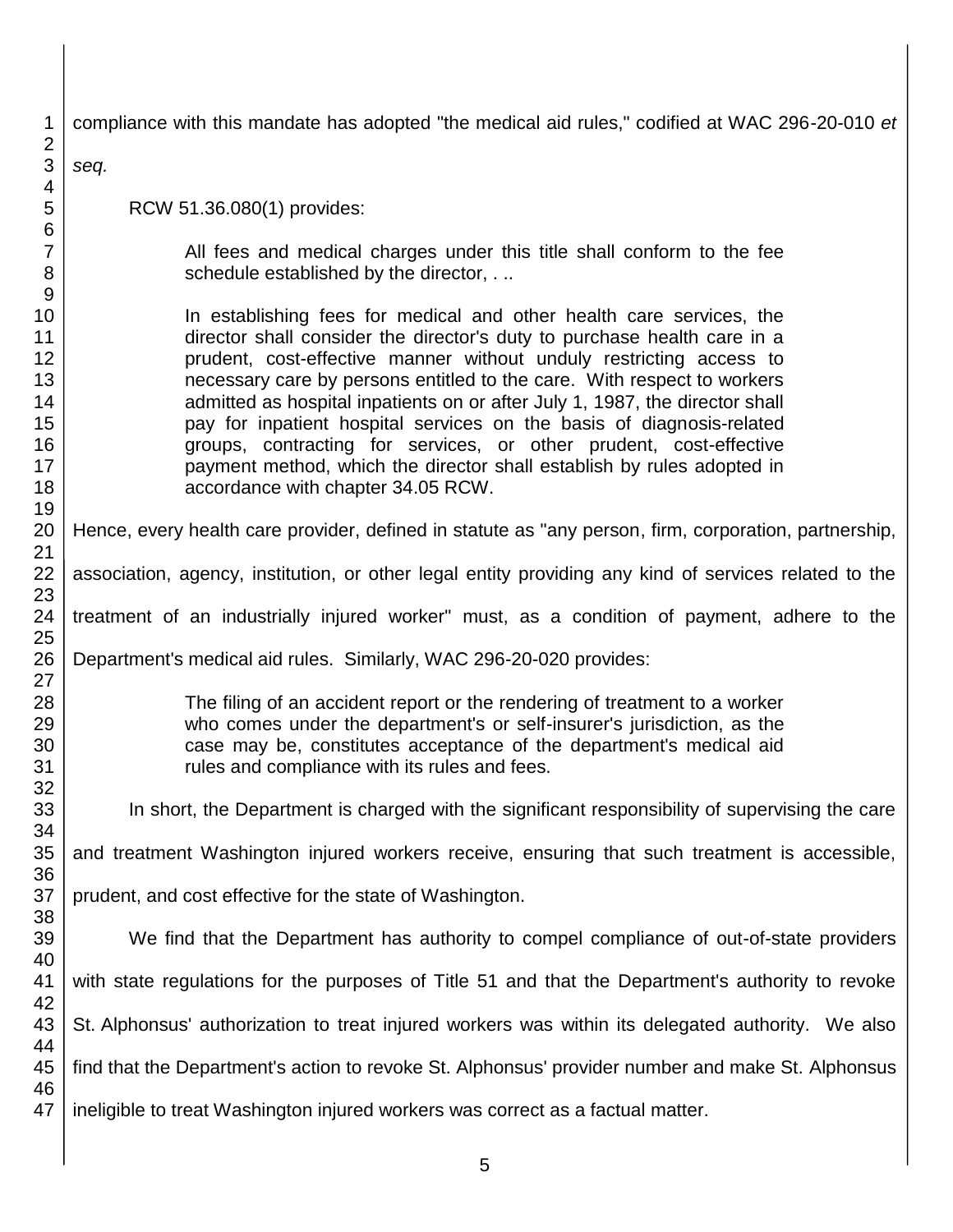compliance with this mandate has adopted "the medical aid rules," codified at WAC 296-20-010 *et seq.*

RCW 51.36.080(1) provides:

> All fees and medical charges under this title shall conform to the fee schedule established by the director, . ..
>
> In establishing fees for medical and other health care services, the director shall consider the director's duty to purchase health care in a prudent, cost-effective manner without unduly restricting access to necessary care by persons entitled to the care. With respect to workers admitted as hospital inpatients on or after July 1, 1987, the director shall pay for inpatient hospital services on the basis of diagnosis-related groups, contracting for services, or other prudent, cost-effective payment method, which the director shall establish by rules adopted in accordance with chapter 34.05 RCW.

Hence, every health care provider, defined in statute as "any person, firm, corporation, partnership, association, agency, institution, or other legal entity providing any kind of services related to the treatment of an industrially injured worker" must, as a condition of payment, adhere to the Department's medical aid rules. Similarly, WAC 296-20-020 provides:

> The filing of an accident report or the rendering of treatment to a worker who comes under the department's or self-insurer's jurisdiction, as the case may be, constitutes acceptance of the department's medical aid rules and compliance with its rules and fees.

In short, the Department is charged with the significant responsibility of supervising the care and treatment Washington injured workers receive, ensuring that such treatment is accessible, prudent, and cost effective for the state of Washington.

We find that the Department has authority to compel compliance of out-of-state providers with state regulations for the purposes of Title 51 and that the Department's authority to revoke St. Alphonsus' authorization to treat injured workers was within its delegated authority. We also find that the Department's action to revoke St. Alphonsus' provider number and make St. Alphonsus ineligible to treat Washington injured workers was correct as a factual matter.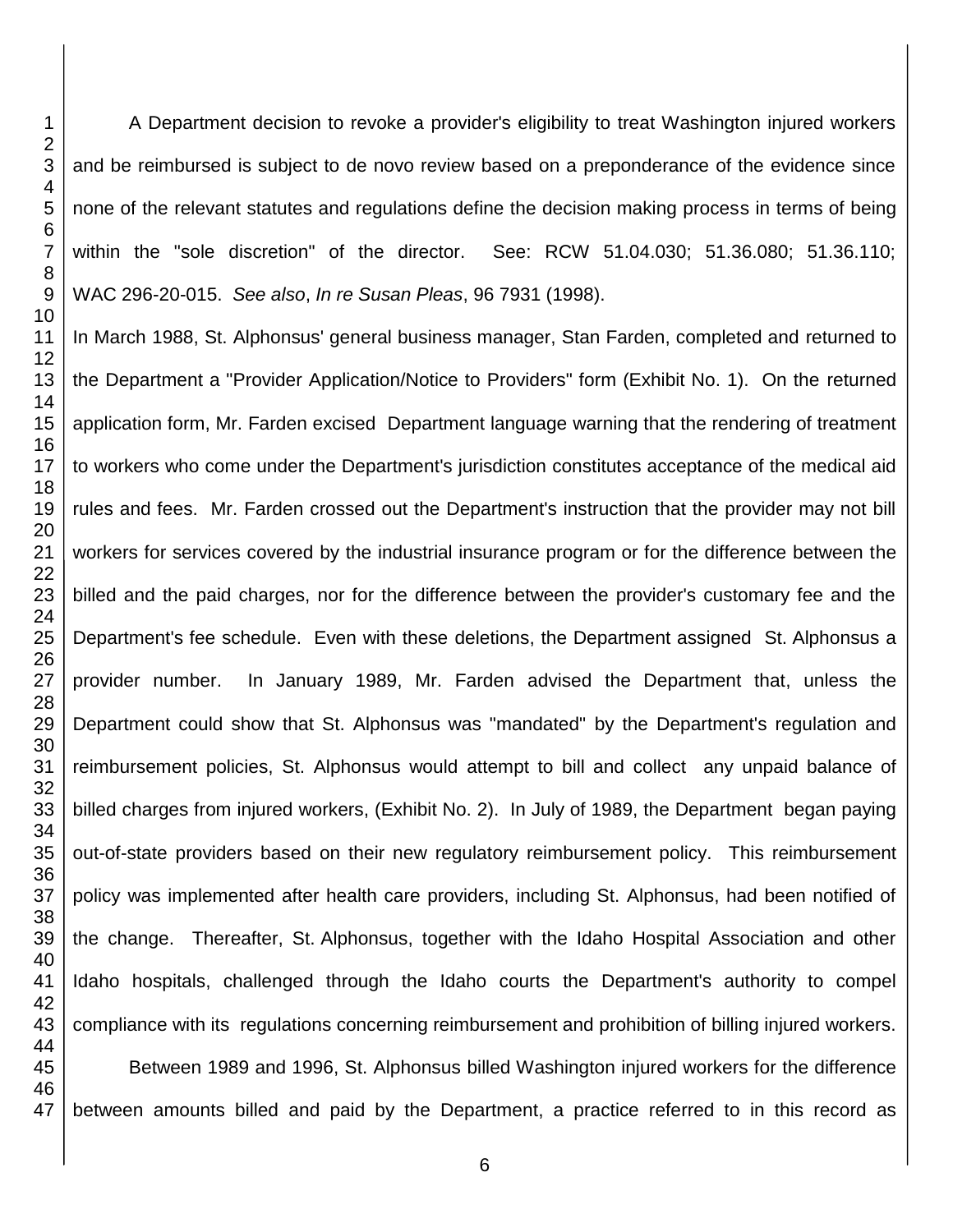A Department decision to revoke a provider's eligibility to treat Washington injured workers and be reimbursed is subject to de novo review based on a preponderance of the evidence since none of the relevant statutes and regulations define the decision making process in terms of being within the "sole discretion" of the director. See: RCW 51.04.030; 51.36.080; 51.36.110; WAC 296-20-015. *See also*, *In re Susan Pleas*, 96 7931 (1998).

In March 1988, St. Alphonsus' general business manager, Stan Farden, completed and returned to the Department a "Provider Application/Notice to Providers" form (Exhibit No. 1). On the returned application form, Mr. Farden excised Department language warning that the rendering of treatment to workers who come under the Department's jurisdiction constitutes acceptance of the medical aid rules and fees. Mr. Farden crossed out the Department's instruction that the provider may not bill workers for services covered by the industrial insurance program or for the difference between the billed and the paid charges, nor for the difference between the provider's customary fee and the Department's fee schedule. Even with these deletions, the Department assigned St. Alphonsus a provider number. In January 1989, Mr. Farden advised the Department that, unless the Department could show that St. Alphonsus was "mandated" by the Department's regulation and reimbursement policies, St. Alphonsus would attempt to bill and collect any unpaid balance of billed charges from injured workers, (Exhibit No. 2). In July of 1989, the Department began paying out-of-state providers based on their new regulatory reimbursement policy. This reimbursement policy was implemented after health care providers, including St. Alphonsus, had been notified of the change. Thereafter, St. Alphonsus, together with the Idaho Hospital Association and other Idaho hospitals, challenged through the Idaho courts the Department's authority to compel compliance with its regulations concerning reimbursement and prohibition of billing injured workers.

Between 1989 and 1996, St. Alphonsus billed Washington injured workers for the difference between amounts billed and paid by the Department, a practice referred to in this record as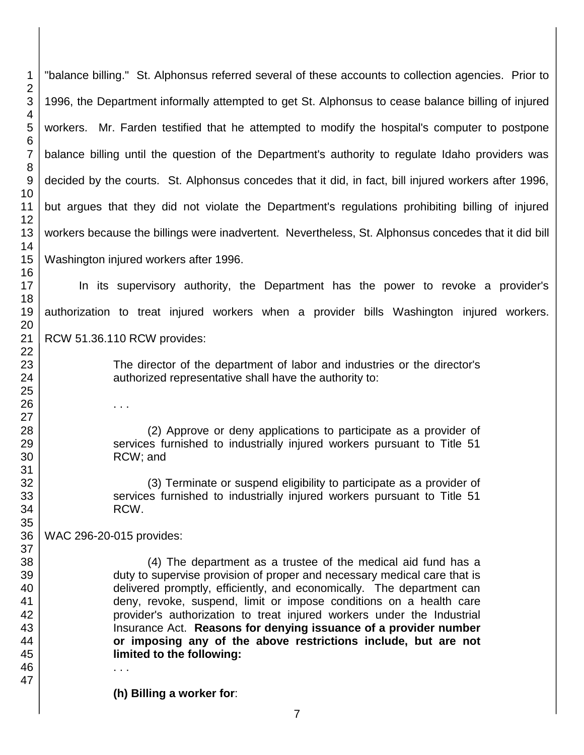"balance billing." St. Alphonsus referred several of these accounts to collection agencies. Prior to 1996, the Department informally attempted to get St. Alphonsus to cease balance billing of injured workers. Mr. Farden testified that he attempted to modify the hospital's computer to postpone balance billing until the question of the Department's authority to regulate Idaho providers was decided by the courts. St. Alphonsus concedes that it did, in fact, bill injured workers after 1996, but argues that they did not violate the Department's regulations prohibiting billing of injured workers because the billings were inadvertent. Nevertheless, St. Alphonsus concedes that it did bill Washington injured workers after 1996.

In its supervisory authority, the Department has the power to revoke a provider's authorization to treat injured workers when a provider bills Washington injured workers. RCW 51.36.110 RCW provides:

> The director of the department of labor and industries or the director's authorized representative shall have the authority to:
>
> . . .
>
> (2) Approve or deny applications to participate as a provider of services furnished to industrially injured workers pursuant to Title 51 RCW; and
>
> (3) Terminate or suspend eligibility to participate as a provider of services furnished to industrially injured workers pursuant to Title 51 RCW.

WAC 296-20-015 provides:

> (4) The department as a trustee of the medical aid fund has a duty to supervise provision of proper and necessary medical care that is delivered promptly, efficiently, and economically. The department can deny, revoke, suspend, limit or impose conditions on a health care provider's authorization to treat injured workers under the Industrial Insurance Act. **Reasons for denying issuance of a provider number or imposing any of the above restrictions include, but are not limited to the following:**
>
> . . .
>
> **(h) Billing a worker for**: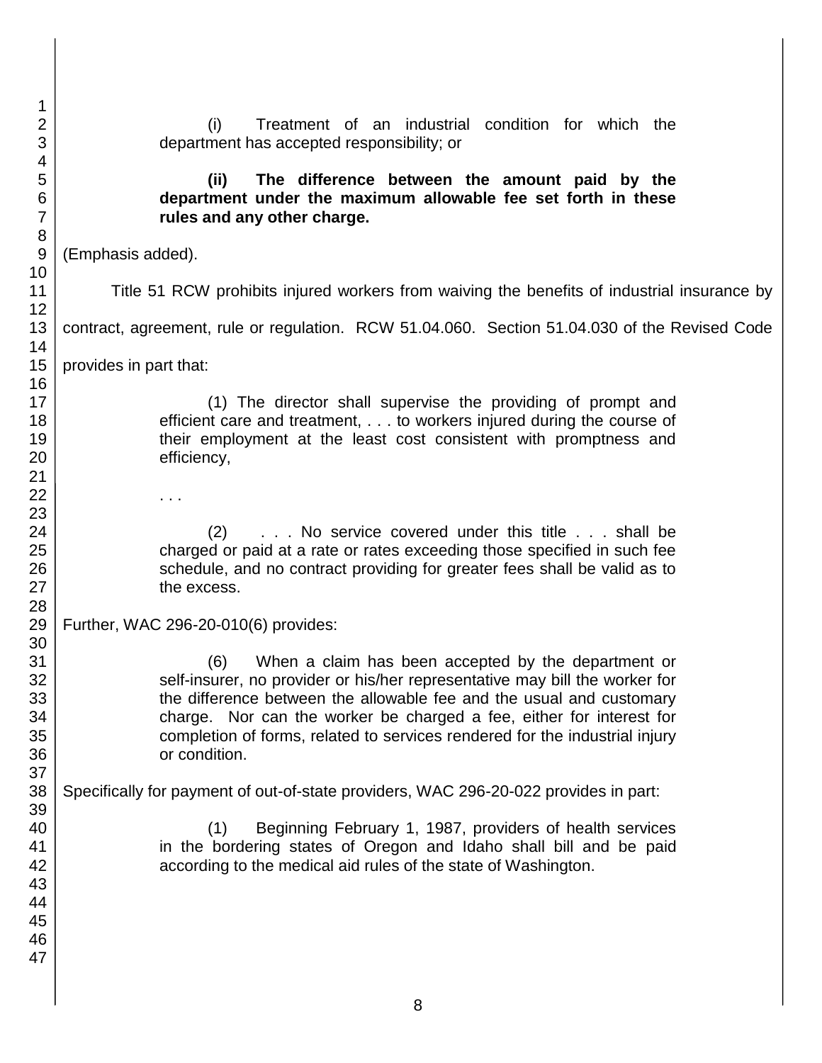> (i) Treatment of an industrial condition for which the department has accepted responsibility; or
>
> **(ii) The difference between the amount paid by the department under the maximum allowable fee set forth in these rules and any other charge.**

(Emphasis added).

Title 51 RCW prohibits injured workers from waiving the benefits of industrial insurance by contract, agreement, rule or regulation. RCW 51.04.060. Section 51.04.030 of the Revised Code provides in part that:

> (1) The director shall supervise the providing of prompt and efficient care and treatment, . . . to workers injured during the course of their employment at the least cost consistent with promptness and efficiency,
>
> . . .
>
> (2) . . . No service covered under this title . . . shall be charged or paid at a rate or rates exceeding those specified in such fee schedule, and no contract providing for greater fees shall be valid as to the excess.

Further, WAC 296-20-010(6) provides:

> (6) When a claim has been accepted by the department or self-insurer, no provider or his/her representative may bill the worker for the difference between the allowable fee and the usual and customary charge. Nor can the worker be charged a fee, either for interest for completion of forms, related to services rendered for the industrial injury or condition.

Specifically for payment of out-of-state providers, WAC 296-20-022 provides in part:

> (1) Beginning February 1, 1987, providers of health services in the bordering states of Oregon and Idaho shall bill and be paid according to the medical aid rules of the state of Washington.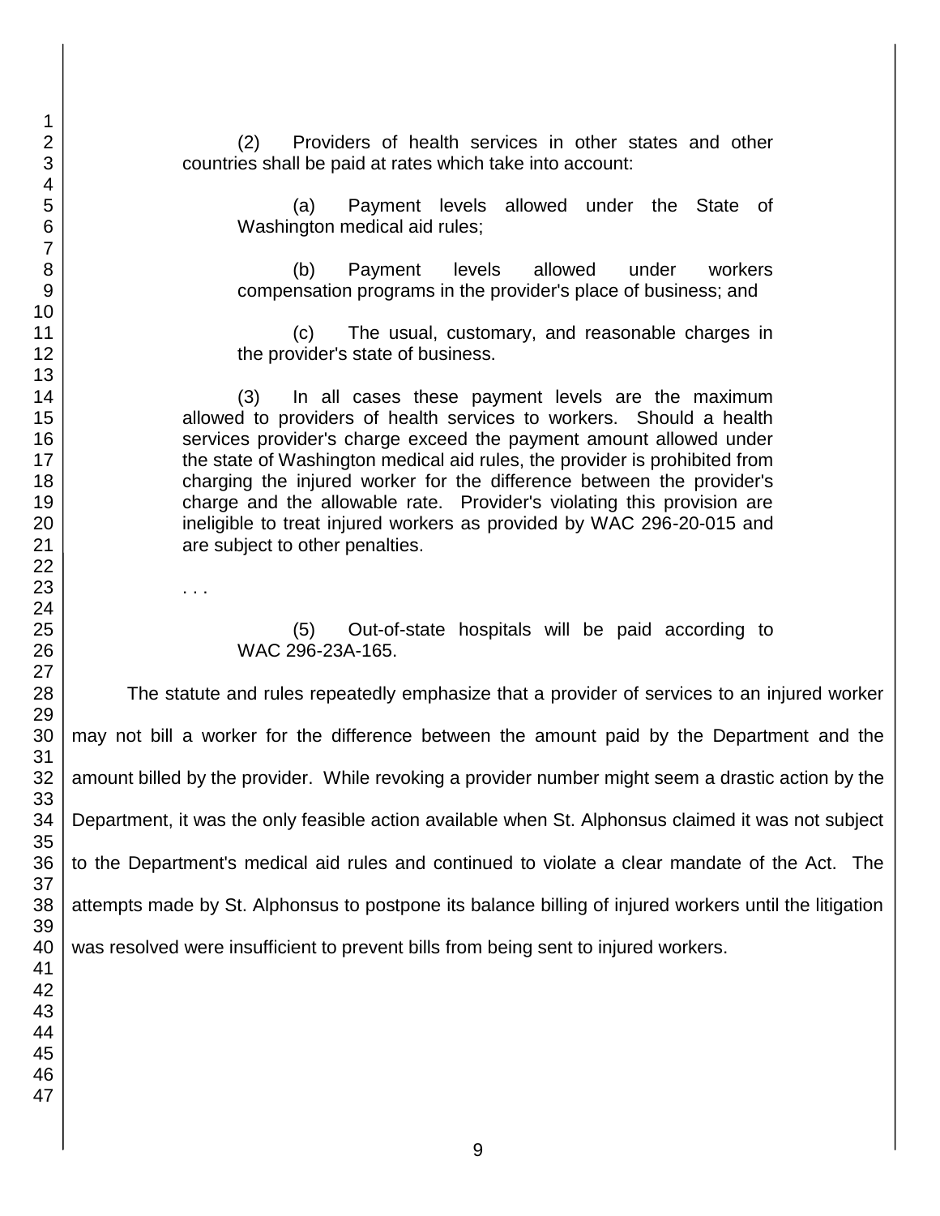> (2) Providers of health services in other states and other countries shall be paid at rates which take into account:
>
> > (a) Payment levels allowed under the State of Washington medical aid rules;
> >
> > (b) Payment levels allowed under workers compensation programs in the provider's place of business; and
> >
> > (c) The usual, customary, and reasonable charges in the provider's state of business.
>
> (3) In all cases these payment levels are the maximum allowed to providers of health services to workers. Should a health services provider's charge exceed the payment amount allowed under the state of Washington medical aid rules, the provider is prohibited from charging the injured worker for the difference between the provider's charge and the allowable rate. Provider's violating this provision are ineligible to treat injured workers as provided by WAC 296-20-015 and are subject to other penalties.
>
> . . .
>
> > (5) Out-of-state hospitals will be paid according to WAC 296-23A-165.

The statute and rules repeatedly emphasize that a provider of services to an injured worker may not bill a worker for the difference between the amount paid by the Department and the amount billed by the provider. While revoking a provider number might seem a drastic action by the Department, it was the only feasible action available when St. Alphonsus claimed it was not subject to the Department's medical aid rules and continued to violate a clear mandate of the Act. The attempts made by St. Alphonsus to postpone its balance billing of injured workers until the litigation was resolved were insufficient to prevent bills from being sent to injured workers.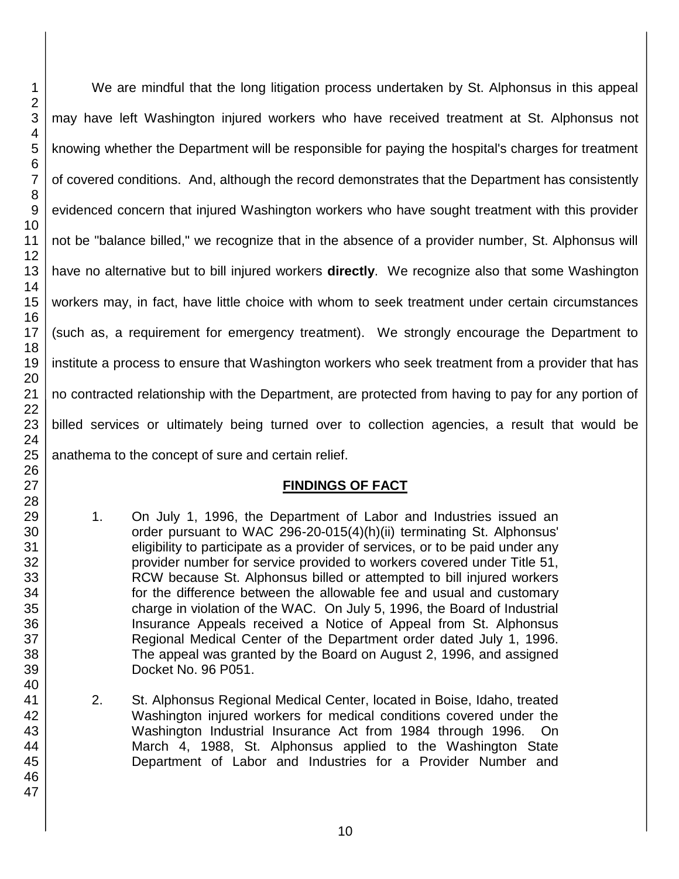We are mindful that the long litigation process undertaken by St. Alphonsus in this appeal may have left Washington injured workers who have received treatment at St. Alphonsus not knowing whether the Department will be responsible for paying the hospital's charges for treatment of covered conditions. And, although the record demonstrates that the Department has consistently evidenced concern that injured Washington workers who have sought treatment with this provider not be "balance billed," we recognize that in the absence of a provider number, St. Alphonsus will have no alternative but to bill injured workers **directly**. We recognize also that some Washington workers may, in fact, have little choice with whom to seek treatment under certain circumstances (such as, a requirement for emergency treatment). We strongly encourage the Department to institute a process to ensure that Washington workers who seek treatment from a provider that has no contracted relationship with the Department, are protected from having to pay for any portion of billed services or ultimately being turned over to collection agencies, a result that would be anathema to the concept of sure and certain relief.

## FINDINGS OF FACT

1. On July 1, 1996, the Department of Labor and Industries issued an order pursuant to WAC 296-20-015(4)(h)(ii) terminating St. Alphonsus' eligibility to participate as a provider of services, or to be paid under any provider number for service provided to workers covered under Title 51, RCW because St. Alphonsus billed or attempted to bill injured workers for the difference between the allowable fee and usual and customary charge in violation of the WAC. On July 5, 1996, the Board of Industrial Insurance Appeals received a Notice of Appeal from St. Alphonsus Regional Medical Center of the Department order dated July 1, 1996. The appeal was granted by the Board on August 2, 1996, and assigned Docket No. 96 P051.

2. St. Alphonsus Regional Medical Center, located in Boise, Idaho, treated Washington injured workers for medical conditions covered under the Washington Industrial Insurance Act from 1984 through 1996. On March 4, 1988, St. Alphonsus applied to the Washington State Department of Labor and Industries for a Provider Number and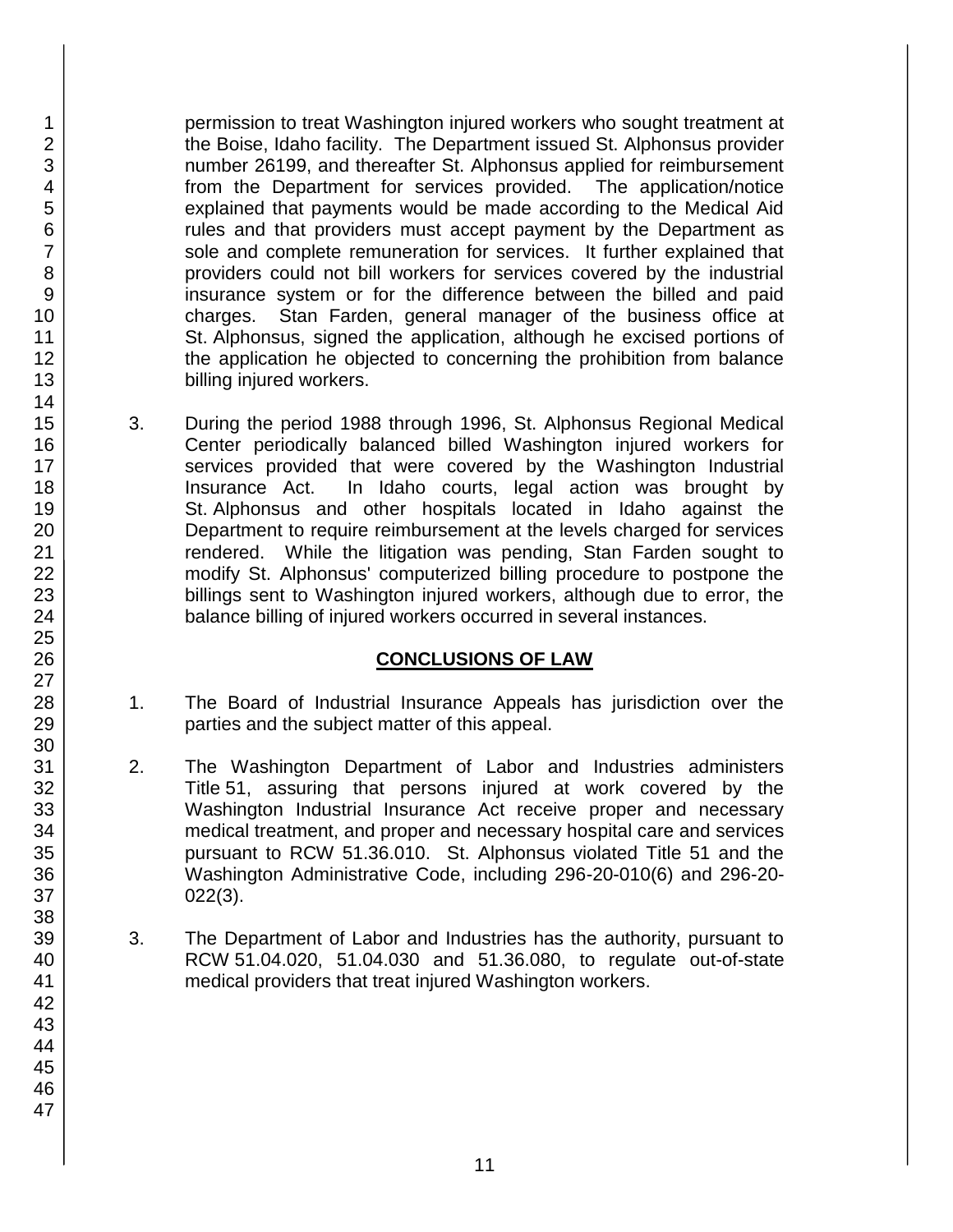permission to treat Washington injured workers who sought treatment at the Boise, Idaho facility. The Department issued St. Alphonsus provider number 26199, and thereafter St. Alphonsus applied for reimbursement from the Department for services provided. The application/notice explained that payments would be made according to the Medical Aid rules and that providers must accept payment by the Department as sole and complete remuneration for services. It further explained that providers could not bill workers for services covered by the industrial insurance system or for the difference between the billed and paid charges. Stan Farden, general manager of the business office at St. Alphonsus, signed the application, although he excised portions of the application he objected to concerning the prohibition from balance billing injured workers.

3. During the period 1988 through 1996, St. Alphonsus Regional Medical Center periodically balanced billed Washington injured workers for services provided that were covered by the Washington Industrial Insurance Act. In Idaho courts, legal action was brought by St. Alphonsus and other hospitals located in Idaho against the Department to require reimbursement at the levels charged for services rendered. While the litigation was pending, Stan Farden sought to modify St. Alphonsus' computerized billing procedure to postpone the billings sent to Washington injured workers, although due to error, the balance billing of injured workers occurred in several instances.

## CONCLUSIONS OF LAW

1. The Board of Industrial Insurance Appeals has jurisdiction over the parties and the subject matter of this appeal.

2. The Washington Department of Labor and Industries administers Title 51, assuring that persons injured at work covered by the Washington Industrial Insurance Act receive proper and necessary medical treatment, and proper and necessary hospital care and services pursuant to RCW 51.36.010. St. Alphonsus violated Title 51 and the Washington Administrative Code, including 296-20-010(6) and 296-20-022(3).

3. The Department of Labor and Industries has the authority, pursuant to RCW 51.04.020, 51.04.030 and 51.36.080, to regulate out-of-state medical providers that treat injured Washington workers.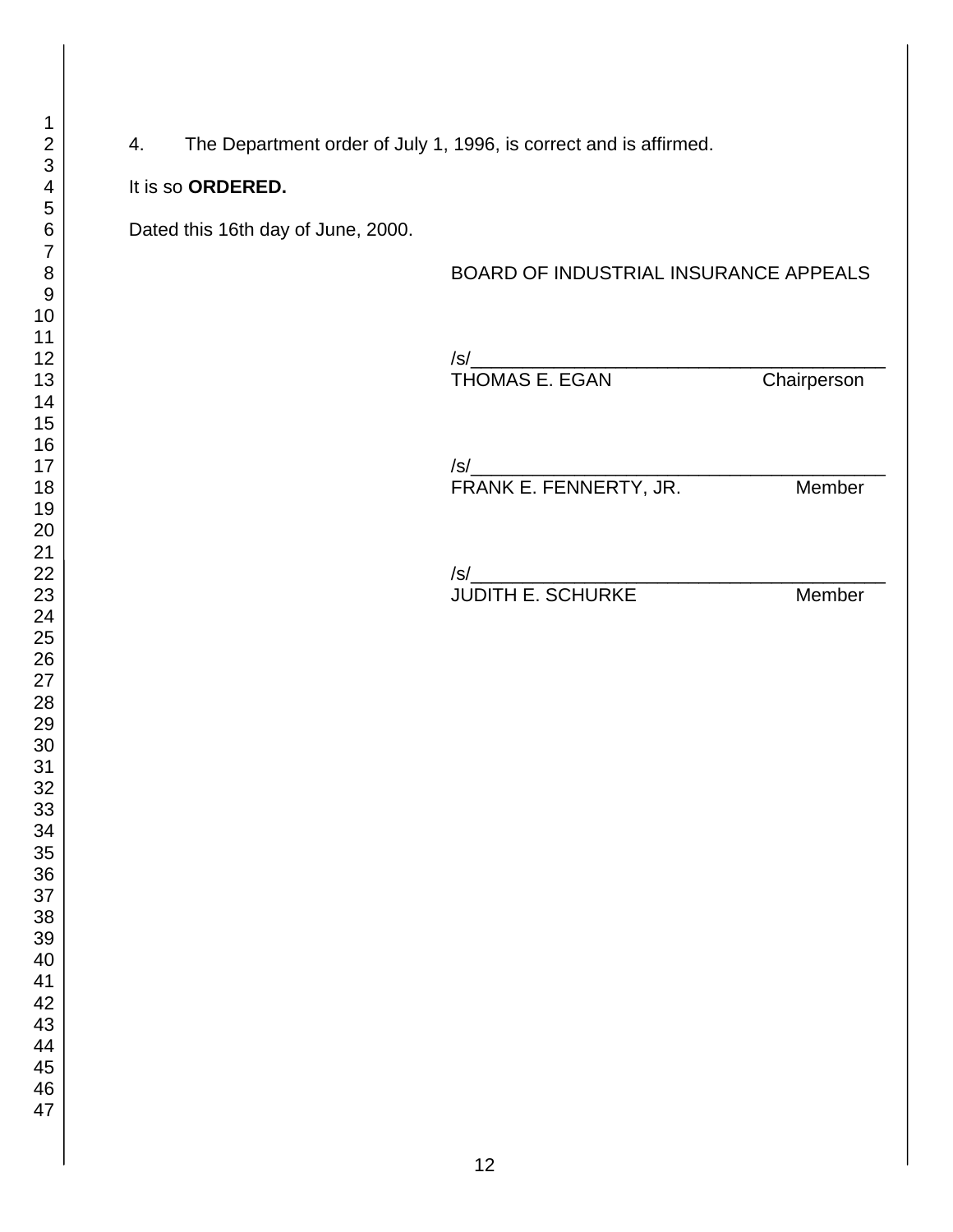4. The Department order of July 1, 1996, is correct and is affirmed.

It is so **ORDERED.**

Dated this 16th day of June, 2000.

BOARD OF INDUSTRIAL INSURANCE APPEALS

/s/_______________________________________
THOMAS E. EGAN Chairperson

/s/_______________________________________
FRANK E. FENNERTY, JR. Member

/s/_______________________________________
JUDITH E. SCHURKE Member